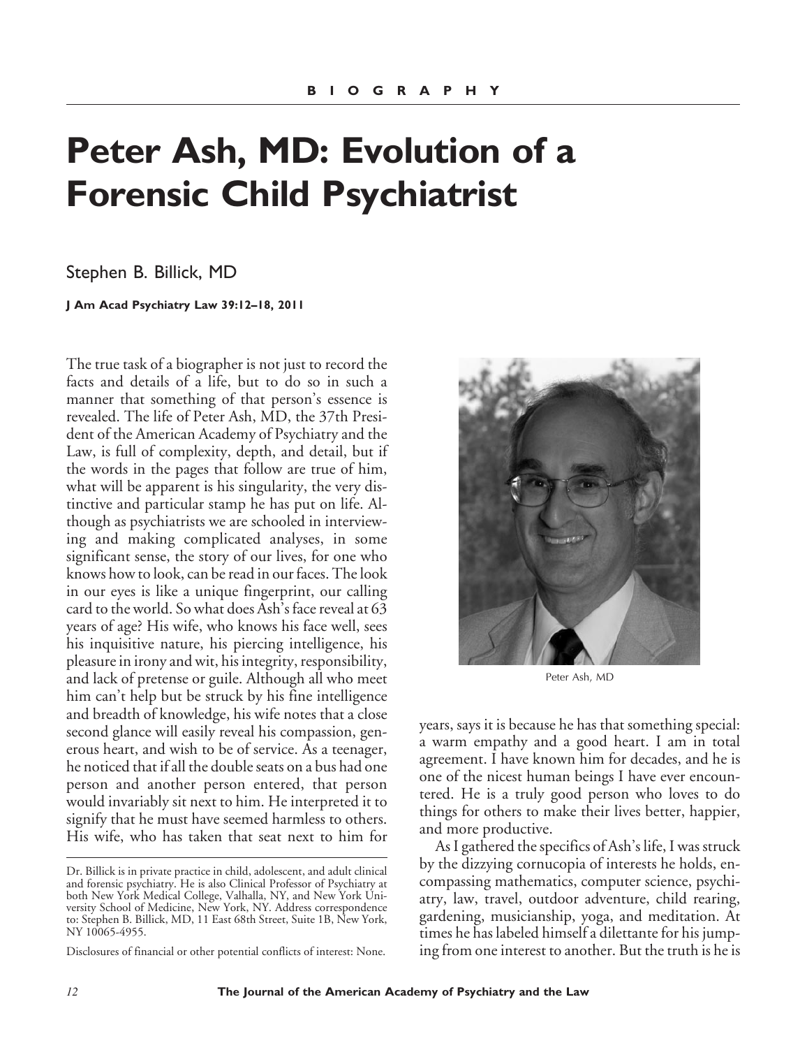BIOGRAPHY

# Peter Ash, MD: Evolution of a Forensic Child Psychiatrist

Stephen B. Billick, MD

**J Am Acad Psychiatry Law 39:12–18, 2011**

The true task of a biographer is not just to record the facts and details of a life, but to do so in such a manner that something of that person's essence is revealed. The life of Peter Ash, MD, the 37th President of the American Academy of Psychiatry and the Law, is full of complexity, depth, and detail, but if the words in the pages that follow are true of him, what will be apparent is his singularity, the very distinctive and particular stamp he has put on life. Although as psychiatrists we are schooled in interviewing and making complicated analyses, in some significant sense, the story of our lives, for one who knows how to look, can be read in our faces. The look in our eyes is like a unique fingerprint, our calling card to the world. So what does Ash's face reveal at 63 years of age? His wife, who knows his face well, sees his inquisitive nature, his piercing intelligence, his pleasure in irony and wit, his integrity, responsibility, and lack of pretense or guile. Although all who meet him can't help but be struck by his fine intelligence and breadth of knowledge, his wife notes that a close second glance will easily reveal his compassion, generous heart, and wish to be of service. As a teenager, he noticed that if all the double seats on a bus had one person and another person entered, that person would invariably sit next to him. He interpreted it to signify that he must have seemed harmless to others. His wife, who has taken that seat next to him for years, says it is because he has that something special: a warm empathy and a good heart. I am in total agreement. I have known him for decades, and he is one of the nicest human beings I have ever encountered. He is a truly good person who loves to do things for others to make their lives better, happier, and more productive.

Peter Ash, MD

As I gathered the specifics of Ash's life, I was struck by the dizzying cornucopia of interests he holds, encompassing mathematics, computer science, psychiatry, law, travel, outdoor adventure, child rearing, gardening, musicianship, yoga, and meditation. At times he has labeled himself a dilettante for his jumping from one interest to another. But the truth is he is

---

Dr. Billick is in private practice in child, adolescent, and adult clinical and forensic psychiatry. He is also Clinical Professor of Psychiatry at both New York Medical College, Valhalla, NY, and New York University School of Medicine, New York, NY. Address correspondence to: Stephen B. Billick, MD, 11 East 68th Street, Suite 1B, New York, NY 10065-4955.

Disclosures of financial or other potential conflicts of interest: None.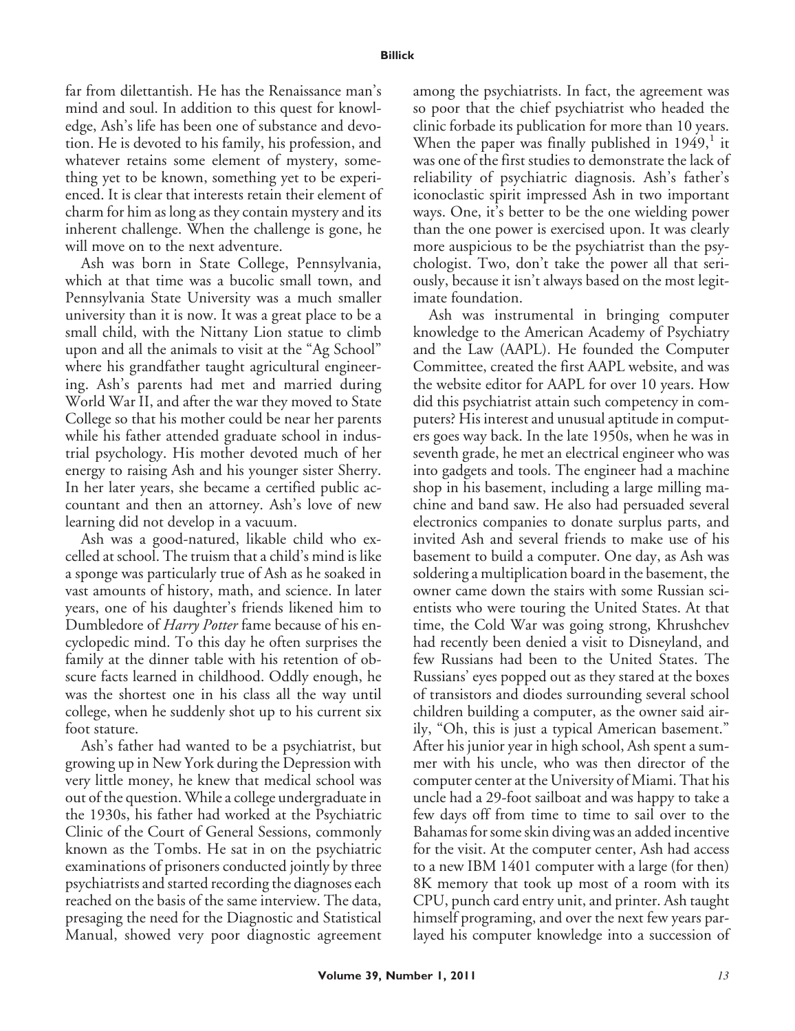far from dilettantish. He has the Renaissance man's mind and soul. In addition to this quest for knowledge, Ash's life has been one of substance and devotion. He is devoted to his family, his profession, and whatever retains some element of mystery, something yet to be known, something yet to be experienced. It is clear that interests retain their element of charm for him as long as they contain mystery and its inherent challenge. When the challenge is gone, he will move on to the next adventure.

Ash was born in State College, Pennsylvania, which at that time was a bucolic small town, and Pennsylvania State University was a much smaller university than it is now. It was a great place to be a small child, with the Nittany Lion statue to climb upon and all the animals to visit at the "Ag School" where his grandfather taught agricultural engineering. Ash's parents had met and married during World War II, and after the war they moved to State College so that his mother could be near her parents while his father attended graduate school in industrial psychology. His mother devoted much of her energy to raising Ash and his younger sister Sherry. In her later years, she became a certified public accountant and then an attorney. Ash's love of new learning did not develop in a vacuum.

Ash was a good-natured, likable child who excelled at school. The truism that a child's mind is like a sponge was particularly true of Ash as he soaked in vast amounts of history, math, and science. In later years, one of his daughter's friends likened him to Dumbledore of *Harry Potter* fame because of his encyclopedic mind. To this day he often surprises the family at the dinner table with his retention of obscure facts learned in childhood. Oddly enough, he was the shortest one in his class all the way until college, when he suddenly shot up to his current six foot stature.

Ash's father had wanted to be a psychiatrist, but growing up in New York during the Depression with very little money, he knew that medical school was out of the question. While a college undergraduate in the 1930s, his father had worked at the Psychiatric Clinic of the Court of General Sessions, commonly known as the Tombs. He sat in on the psychiatric examinations of prisoners conducted jointly by three psychiatrists and started recording the diagnoses each reached on the basis of the same interview. The data, presaging the need for the Diagnostic and Statistical Manual, showed very poor diagnostic agreement among the psychiatrists. In fact, the agreement was so poor that the chief psychiatrist who headed the clinic forbade its publication for more than 10 years. When the paper was finally published in 1949,[1] it was one of the first studies to demonstrate the lack of reliability of psychiatric diagnosis. Ash's father's iconoclastic spirit impressed Ash in two important ways. One, it's better to be the one wielding power than the one power is exercised upon. It was clearly more auspicious to be the psychiatrist than the psychologist. Two, don't take the power all that seriously, because it isn't always based on the most legitimate foundation.

Ash was instrumental in bringing computer knowledge to the American Academy of Psychiatry and the Law (AAPL). He founded the Computer Committee, created the first AAPL website, and was the website editor for AAPL for over 10 years. How did this psychiatrist attain such competency in computers? His interest and unusual aptitude in computers goes way back. In the late 1950s, when he was in seventh grade, he met an electrical engineer who was into gadgets and tools. The engineer had a machine shop in his basement, including a large milling machine and band saw. He also had persuaded several electronics companies to donate surplus parts, and invited Ash and several friends to make use of his basement to build a computer. One day, as Ash was soldering a multiplication board in the basement, the owner came down the stairs with some Russian scientists who were touring the United States. At that time, the Cold War was going strong, Khrushchev had recently been denied a visit to Disneyland, and few Russians had been to the United States. The Russians' eyes popped out as they stared at the boxes of transistors and diodes surrounding several school children building a computer, as the owner said airily, "Oh, this is just a typical American basement." After his junior year in high school, Ash spent a summer with his uncle, who was then director of the computer center at the University of Miami. That his uncle had a 29-foot sailboat and was happy to take a few days off from time to time to sail over to the Bahamas for some skin diving was an added incentive for the visit. At the computer center, Ash had access to a new IBM 1401 computer with a large (for then) 8K memory that took up most of a room with its CPU, punch card entry unit, and printer. Ash taught himself programing, and over the next few years parlayed his computer knowledge into a succession of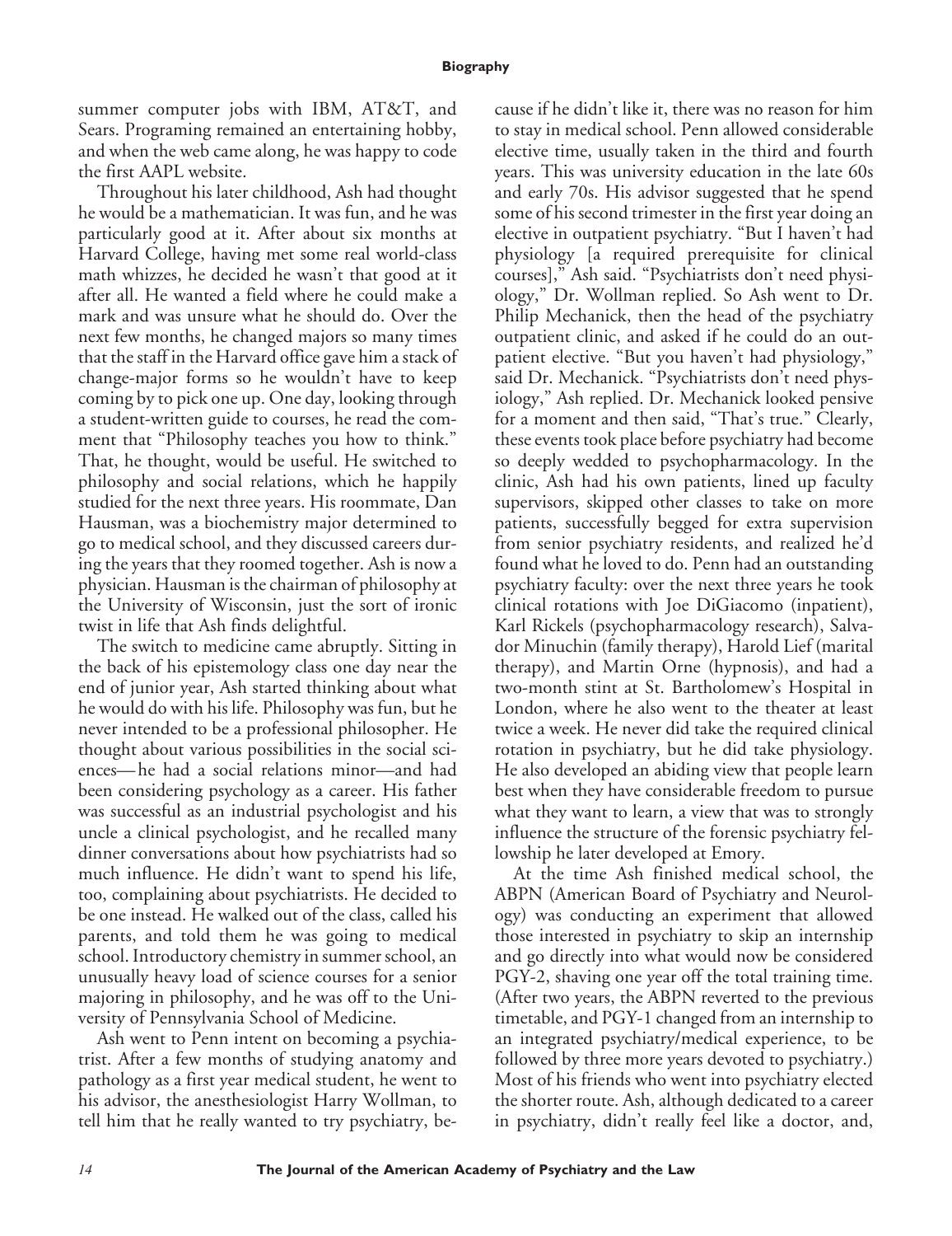summer computer jobs with IBM, AT&T, and Sears. Programing remained an entertaining hobby, and when the web came along, he was happy to code the first AAPL website.

Throughout his later childhood, Ash had thought he would be a mathematician. It was fun, and he was particularly good at it. After about six months at Harvard College, having met some real world-class math whizzes, he decided he wasn't that good at it after all. He wanted a field where he could make a mark and was unsure what he should do. Over the next few months, he changed majors so many times that the staff in the Harvard office gave him a stack of change-major forms so he wouldn't have to keep coming by to pick one up. One day, looking through a student-written guide to courses, he read the comment that "Philosophy teaches you how to think." That, he thought, would be useful. He switched to philosophy and social relations, which he happily studied for the next three years. His roommate, Dan Hausman, was a biochemistry major determined to go to medical school, and they discussed careers during the years that they roomed together. Ash is now a physician. Hausman is the chairman of philosophy at the University of Wisconsin, just the sort of ironic twist in life that Ash finds delightful.

The switch to medicine came abruptly. Sitting in the back of his epistemology class one day near the end of junior year, Ash started thinking about what he would do with his life. Philosophy was fun, but he never intended to be a professional philosopher. He thought about various possibilities in the social sciences—he had a social relations minor—and had been considering psychology as a career. His father was successful as an industrial psychologist and his uncle a clinical psychologist, and he recalled many dinner conversations about how psychiatrists had so much influence. He didn't want to spend his life, too, complaining about psychiatrists. He decided to be one instead. He walked out of the class, called his parents, and told them he was going to medical school. Introductory chemistry in summer school, an unusually heavy load of science courses for a senior majoring in philosophy, and he was off to the University of Pennsylvania School of Medicine.

Ash went to Penn intent on becoming a psychiatrist. After a few months of studying anatomy and pathology as a first year medical student, he went to his advisor, the anesthesiologist Harry Wollman, to tell him that he really wanted to try psychiatry, because if he didn't like it, there was no reason for him to stay in medical school. Penn allowed considerable elective time, usually taken in the third and fourth years. This was university education in the late 60s and early 70s. His advisor suggested that he spend some of his second trimester in the first year doing an elective in outpatient psychiatry. "But I haven't had physiology [a required prerequisite for clinical courses]," Ash said. "Psychiatrists don't need physiology," Dr. Wollman replied. So Ash went to Dr. Philip Mechanick, then the head of the psychiatry outpatient clinic, and asked if he could do an outpatient elective. "But you haven't had physiology," said Dr. Mechanick. "Psychiatrists don't need physiology," Ash replied. Dr. Mechanick looked pensive for a moment and then said, "That's true." Clearly, these events took place before psychiatry had become so deeply wedded to psychopharmacology. In the clinic, Ash had his own patients, lined up faculty supervisors, skipped other classes to take on more patients, successfully begged for extra supervision from senior psychiatry residents, and realized he'd found what he loved to do. Penn had an outstanding psychiatry faculty: over the next three years he took clinical rotations with Joe DiGiacomo (inpatient), Karl Rickels (psychopharmacology research), Salvador Minuchin (family therapy), Harold Lief (marital therapy), and Martin Orne (hypnosis), and had a two-month stint at St. Bartholomew's Hospital in London, where he also went to the theater at least twice a week. He never did take the required clinical rotation in psychiatry, but he did take physiology. He also developed an abiding view that people learn best when they have considerable freedom to pursue what they want to learn, a view that was to strongly influence the structure of the forensic psychiatry fellowship he later developed at Emory.

At the time Ash finished medical school, the ABPN (American Board of Psychiatry and Neurology) was conducting an experiment that allowed those interested in psychiatry to skip an internship and go directly into what would now be considered PGY-2, shaving one year off the total training time. (After two years, the ABPN reverted to the previous timetable, and PGY-1 changed from an internship to an integrated psychiatry/medical experience, to be followed by three more years devoted to psychiatry.) Most of his friends who went into psychiatry elected the shorter route. Ash, although dedicated to a career in psychiatry, didn't really feel like a doctor, and,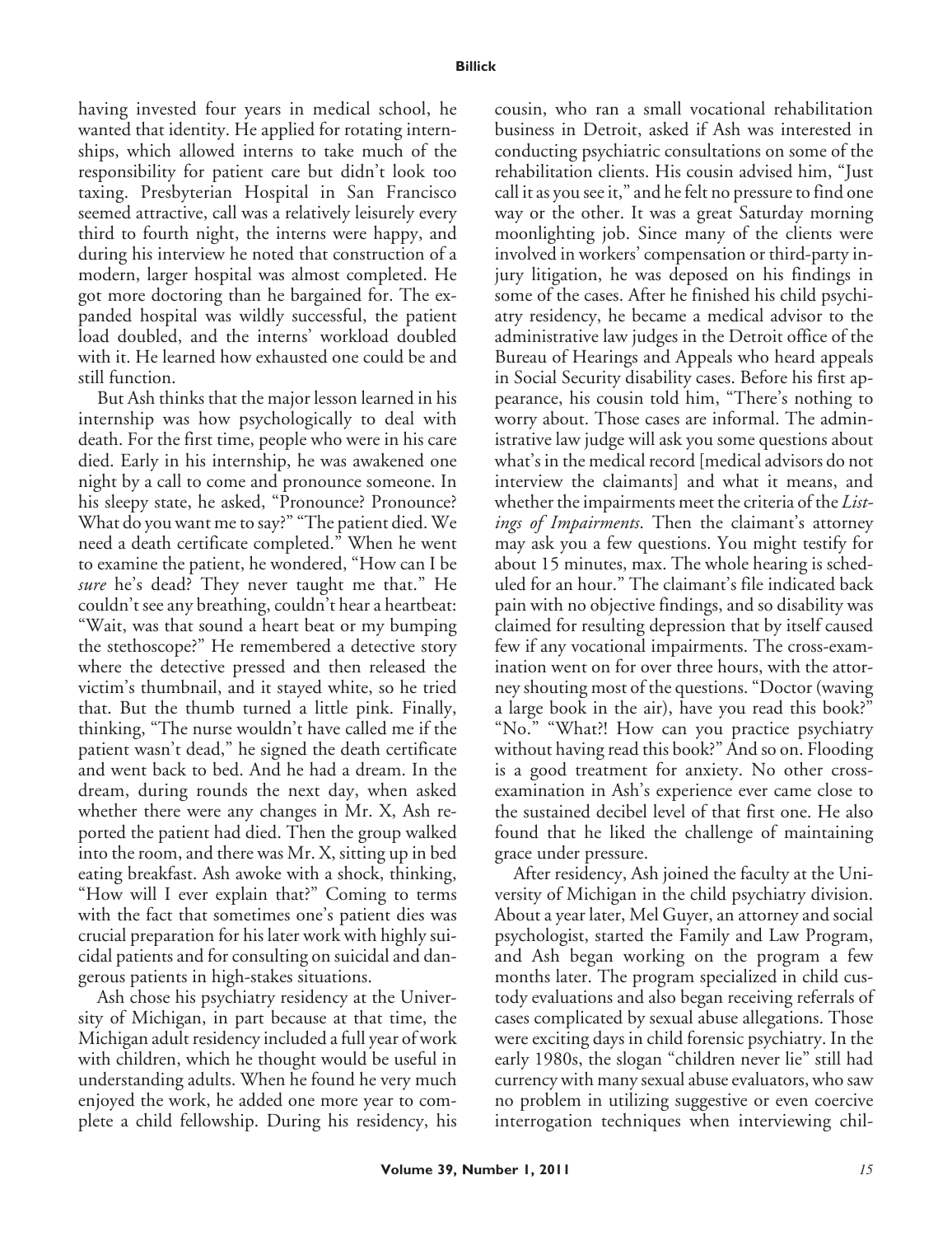having invested four years in medical school, he wanted that identity. He applied for rotating internships, which allowed interns to take much of the responsibility for patient care but didn't look too taxing. Presbyterian Hospital in San Francisco seemed attractive, call was a relatively leisurely every third to fourth night, the interns were happy, and during his interview he noted that construction of a modern, larger hospital was almost completed. He got more doctoring than he bargained for. The expanded hospital was wildly successful, the patient load doubled, and the interns' workload doubled with it. He learned how exhausted one could be and still function.

But Ash thinks that the major lesson learned in his internship was how psychologically to deal with death. For the first time, people who were in his care died. Early in his internship, he was awakened one night by a call to come and pronounce someone. In his sleepy state, he asked, "Pronounce? Pronounce? What do you want me to say?" "The patient died. We need a death certificate completed." When he went to examine the patient, he wondered, "How can I be *sure* he's dead? They never taught me that." He couldn't see any breathing, couldn't hear a heartbeat: "Wait, was that sound a heart beat or my bumping the stethoscope?" He remembered a detective story where the detective pressed and then released the victim's thumbnail, and it stayed white, so he tried that. But the thumb turned a little pink. Finally, thinking, "The nurse wouldn't have called me if the patient wasn't dead," he signed the death certificate and went back to bed. And he had a dream. In the dream, during rounds the next day, when asked whether there were any changes in Mr. X, Ash reported the patient had died. Then the group walked into the room, and there was Mr. X, sitting up in bed eating breakfast. Ash awoke with a shock, thinking, "How will I ever explain that?" Coming to terms with the fact that sometimes one's patient dies was crucial preparation for his later work with highly suicidal patients and for consulting on suicidal and dangerous patients in high-stakes situations.

Ash chose his psychiatry residency at the University of Michigan, in part because at that time, the Michigan adult residency included a full year of work with children, which he thought would be useful in understanding adults. When he found he very much enjoyed the work, he added one more year to complete a child fellowship. During his residency, his cousin, who ran a small vocational rehabilitation business in Detroit, asked if Ash was interested in conducting psychiatric consultations on some of the rehabilitation clients. His cousin advised him, "Just call it as you see it," and he felt no pressure to find one way or the other. It was a great Saturday morning moonlighting job. Since many of the clients were involved in workers' compensation or third-party injury litigation, he was deposed on his findings in some of the cases. After he finished his child psychiatry residency, he became a medical advisor to the administrative law judges in the Detroit office of the Bureau of Hearings and Appeals who heard appeals in Social Security disability cases. Before his first appearance, his cousin told him, "There's nothing to worry about. Those cases are informal. The administrative law judge will ask you some questions about what's in the medical record [medical advisors do not interview the claimants] and what it means, and whether the impairments meet the criteria of the *Listings of Impairments*. Then the claimant's attorney may ask you a few questions. You might testify for about 15 minutes, max. The whole hearing is scheduled for an hour." The claimant's file indicated back pain with no objective findings, and so disability was claimed for resulting depression that by itself caused few if any vocational impairments. The cross-examination went on for over three hours, with the attorney shouting most of the questions. "Doctor (waving a large book in the air), have you read this book?" "No." "What?! How can you practice psychiatry without having read this book?" And so on. Flooding is a good treatment for anxiety. No other cross-examination in Ash's experience ever came close to the sustained decibel level of that first one. He also found that he liked the challenge of maintaining grace under pressure.

After residency, Ash joined the faculty at the University of Michigan in the child psychiatry division. About a year later, Mel Guyer, an attorney and social psychologist, started the Family and Law Program, and Ash began working on the program a few months later. The program specialized in child custody evaluations and also began receiving referrals of cases complicated by sexual abuse allegations. Those were exciting days in child forensic psychiatry. In the early 1980s, the slogan "children never lie" still had currency with many sexual abuse evaluators, who saw no problem in utilizing suggestive or even coercive interrogation techniques when interviewing chil-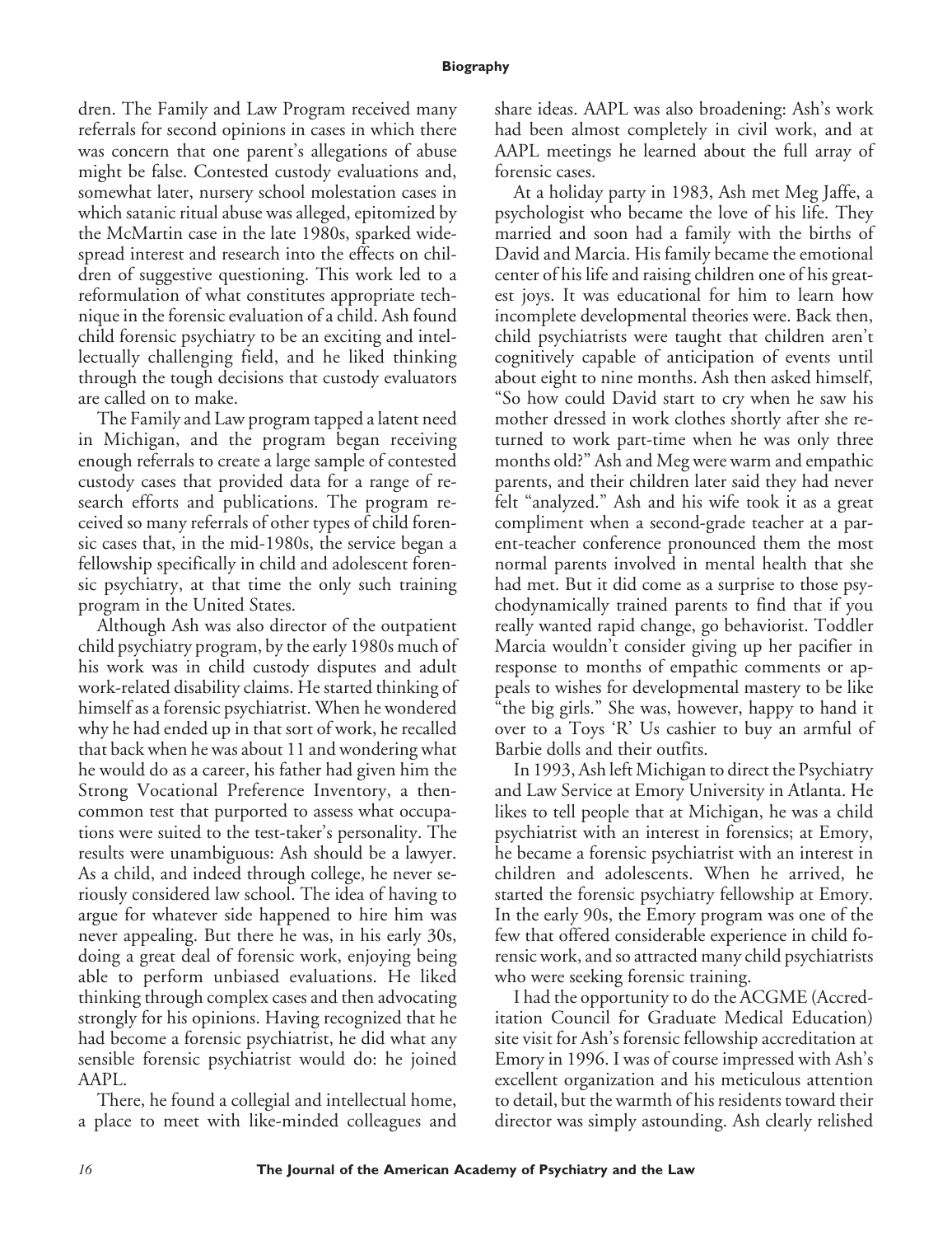dren. The Family and Law Program received many referrals for second opinions in cases in which there was concern that one parent's allegations of abuse might be false. Contested custody evaluations and, somewhat later, nursery school molestation cases in which satanic ritual abuse was alleged, epitomized by the McMartin case in the late 1980s, sparked widespread interest and research into the effects on children of suggestive questioning. This work led to a reformulation of what constitutes appropriate technique in the forensic evaluation of a child. Ash found child forensic psychiatry to be an exciting and intellectually challenging field, and he liked thinking through the tough decisions that custody evaluators are called on to make.

The Family and Law program tapped a latent need in Michigan, and the program began receiving enough referrals to create a large sample of contested custody cases that provided data for a range of research efforts and publications. The program received so many referrals of other types of child forensic cases that, in the mid-1980s, the service began a fellowship specifically in child and adolescent forensic psychiatry, at that time the only such training program in the United States.

Although Ash was also director of the outpatient child psychiatry program, by the early 1980s much of his work was in child custody disputes and adult work-related disability claims. He started thinking of himself as a forensic psychiatrist. When he wondered why he had ended up in that sort of work, he recalled that back when he was about 11 and wondering what he would do as a career, his father had given him the Strong Vocational Preference Inventory, a then-common test that purported to assess what occupations were suited to the test-taker's personality. The results were unambiguous: Ash should be a lawyer. As a child, and indeed through college, he never seriously considered law school. The idea of having to argue for whatever side happened to hire him was never appealing. But there he was, in his early 30s, doing a great deal of forensic work, enjoying being able to perform unbiased evaluations. He liked thinking through complex cases and then advocating strongly for his opinions. Having recognized that he had become a forensic psychiatrist, he did what any sensible forensic psychiatrist would do: he joined AAPL.

There, he found a collegial and intellectual home, a place to meet with like-minded colleagues and share ideas. AAPL was also broadening: Ash's work had been almost completely in civil work, and at AAPL meetings he learned about the full array of forensic cases.

At a holiday party in 1983, Ash met Meg Jaffe, a psychologist who became the love of his life. They married and soon had a family with the births of David and Marcia. His family became the emotional center of his life and raising children one of his greatest joys. It was educational for him to learn how incomplete developmental theories were. Back then, child psychiatrists were taught that children aren't cognitively capable of anticipation of events until about eight to nine months. Ash then asked himself, "So how could David start to cry when he saw his mother dressed in work clothes shortly after she returned to work part-time when he was only three months old?" Ash and Meg were warm and empathic parents, and their children later said they had never felt "analyzed." Ash and his wife took it as a great compliment when a second-grade teacher at a parent-teacher conference pronounced them the most normal parents involved in mental health that she had met. But it did come as a surprise to those psychodynamically trained parents to find that if you really wanted rapid change, go behaviorist. Toddler Marcia wouldn't consider giving up her pacifier in response to months of empathic comments or appeals to wishes for developmental mastery to be like "the big girls." She was, however, happy to hand it over to a Toys 'R' Us cashier to buy an armful of Barbie dolls and their outfits.

In 1993, Ash left Michigan to direct the Psychiatry and Law Service at Emory University in Atlanta. He likes to tell people that at Michigan, he was a child psychiatrist with an interest in forensics; at Emory, he became a forensic psychiatrist with an interest in children and adolescents. When he arrived, he started the forensic psychiatry fellowship at Emory. In the early 90s, the Emory program was one of the few that offered considerable experience in child forensic work, and so attracted many child psychiatrists who were seeking forensic training.

I had the opportunity to do the ACGME (Accreditation Council for Graduate Medical Education) site visit for Ash's forensic fellowship accreditation at Emory in 1996. I was of course impressed with Ash's excellent organization and his meticulous attention to detail, but the warmth of his residents toward their director was simply astounding. Ash clearly relished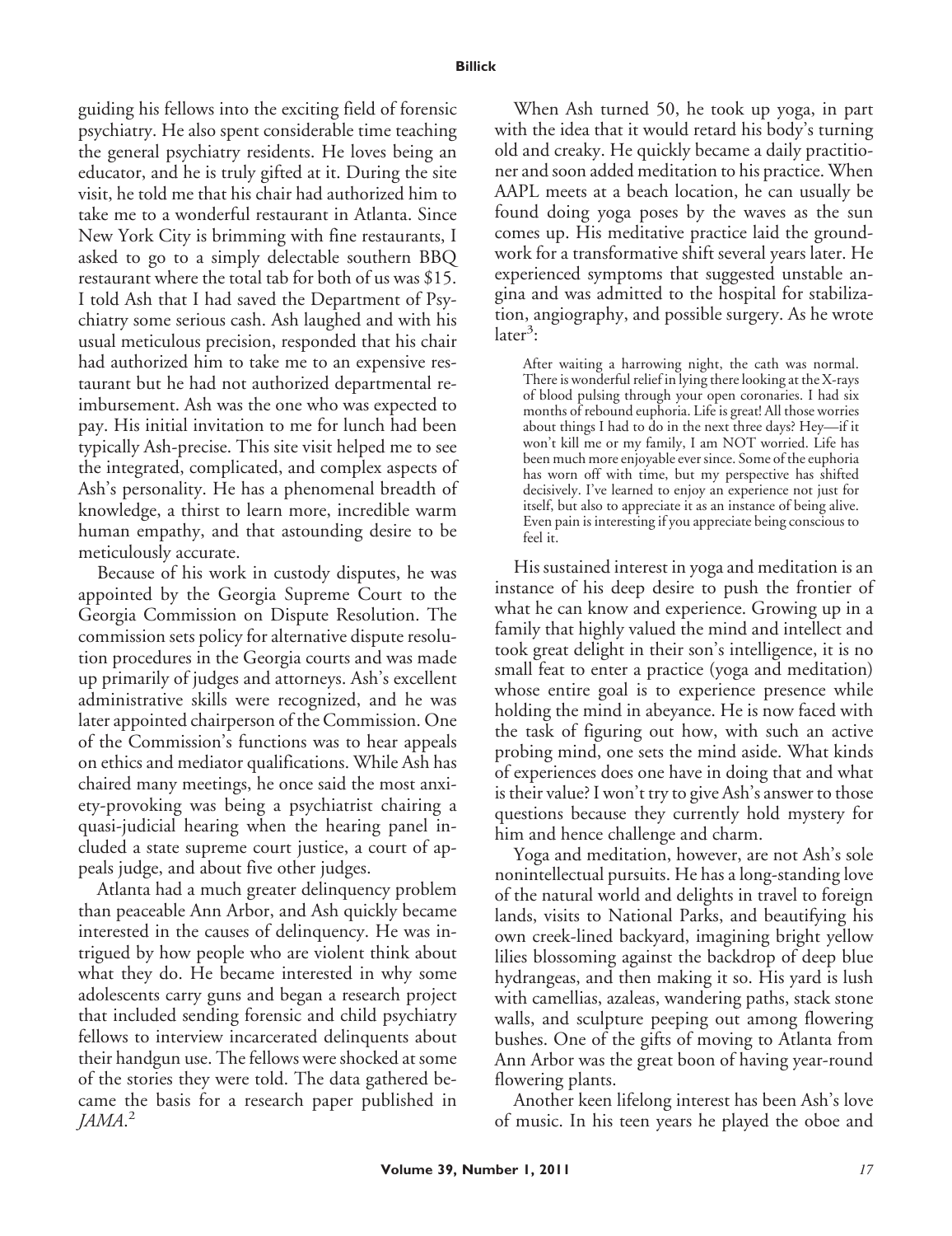guiding his fellows into the exciting field of forensic psychiatry. He also spent considerable time teaching the general psychiatry residents. He loves being an educator, and he is truly gifted at it. During the site visit, he told me that his chair had authorized him to take me to a wonderful restaurant in Atlanta. Since New York City is brimming with fine restaurants, I asked to go to a simply delectable southern BBQ restaurant where the total tab for both of us was $15. I told Ash that I had saved the Department of Psychiatry some serious cash. Ash laughed and with his usual meticulous precision, responded that his chair had authorized him to take me to an expensive restaurant but he had not authorized departmental reimbursement. Ash was the one who was expected to pay. His initial invitation to me for lunch had been typically Ash-precise. This site visit helped me to see the integrated, complicated, and complex aspects of Ash's personality. He has a phenomenal breadth of knowledge, a thirst to learn more, incredible warm human empathy, and that astounding desire to be meticulously accurate.

Because of his work in custody disputes, he was appointed by the Georgia Supreme Court to the Georgia Commission on Dispute Resolution. The commission sets policy for alternative dispute resolution procedures in the Georgia courts and was made up primarily of judges and attorneys. Ash's excellent administrative skills were recognized, and he was later appointed chairperson of the Commission. One of the Commission's functions was to hear appeals on ethics and mediator qualifications. While Ash has chaired many meetings, he once said the most anxiety-provoking was being a psychiatrist chairing a quasi-judicial hearing when the hearing panel included a state supreme court justice, a court of appeals judge, and about five other judges.

Atlanta had a much greater delinquency problem than peaceable Ann Arbor, and Ash quickly became interested in the causes of delinquency. He was intrigued by how people who are violent think about what they do. He became interested in why some adolescents carry guns and began a research project that included sending forensic and child psychiatry fellows to interview incarcerated delinquents about their handgun use. The fellows were shocked at some of the stories they were told. The data gathered became the basis for a research paper published in *JAMA*.[2]

When Ash turned 50, he took up yoga, in part with the idea that it would retard his body's turning old and creaky. He quickly became a daily practitioner and soon added meditation to his practice. When AAPL meets at a beach location, he can usually be found doing yoga poses by the waves as the sun comes up. His meditative practice laid the groundwork for a transformative shift several years later. He experienced symptoms that suggested unstable angina and was admitted to the hospital for stabilization, angiography, and possible surgery. As he wrote later[3]:

> After waiting a harrowing night, the cath was normal. There is wonderful relief in lying there looking at the X-rays of blood pulsing through your open coronaries. I had six months of rebound euphoria. Life is great! All those worries about things I had to do in the next three days? Hey—if it won't kill me or my family, I am NOT worried. Life has been much more enjoyable ever since. Some of the euphoria has worn off with time, but my perspective has shifted decisively. I've learned to enjoy an experience not just for itself, but also to appreciate it as an instance of being alive. Even pain is interesting if you appreciate being conscious to feel it.

His sustained interest in yoga and meditation is an instance of his deep desire to push the frontier of what he can know and experience. Growing up in a family that highly valued the mind and intellect and took great delight in their son's intelligence, it is no small feat to enter a practice (yoga and meditation) whose entire goal is to experience presence while holding the mind in abeyance. He is now faced with the task of figuring out how, with such an active probing mind, one sets the mind aside. What kinds of experiences does one have in doing that and what is their value? I won't try to give Ash's answer to those questions because they currently hold mystery for him and hence challenge and charm.

Yoga and meditation, however, are not Ash's sole nonintellectual pursuits. He has a long-standing love of the natural world and delights in travel to foreign lands, visits to National Parks, and beautifying his own creek-lined backyard, imagining bright yellow lilies blossoming against the backdrop of deep blue hydrangeas, and then making it so. His yard is lush with camellias, azaleas, wandering paths, stack stone walls, and sculpture peeping out among flowering bushes. One of the gifts of moving to Atlanta from Ann Arbor was the great boon of having year-round flowering plants.

Another keen lifelong interest has been Ash's love of music. In his teen years he played the oboe and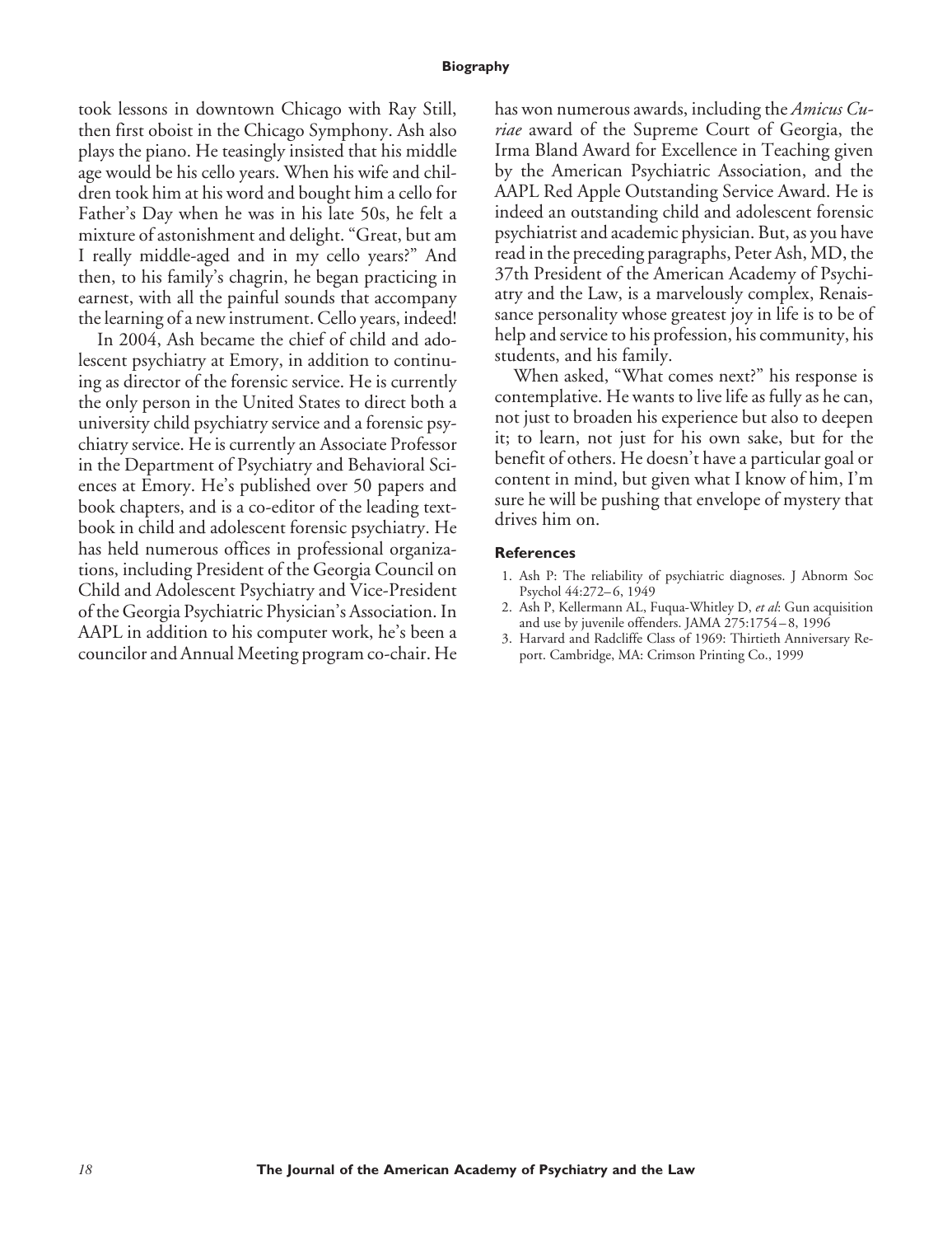took lessons in downtown Chicago with Ray Still, then first oboist in the Chicago Symphony. Ash also plays the piano. He teasingly insisted that his middle age would be his cello years. When his wife and children took him at his word and bought him a cello for Father's Day when he was in his late 50s, he felt a mixture of astonishment and delight. "Great, but am I really middle-aged and in my cello years?" And then, to his family's chagrin, he began practicing in earnest, with all the painful sounds that accompany the learning of a new instrument. Cello years, indeed!

In 2004, Ash became the chief of child and adolescent psychiatry at Emory, in addition to continuing as director of the forensic service. He is currently the only person in the United States to direct both a university child psychiatry service and a forensic psychiatry service. He is currently an Associate Professor in the Department of Psychiatry and Behavioral Sciences at Emory. He's published over 50 papers and book chapters, and is a co-editor of the leading textbook in child and adolescent forensic psychiatry. He has held numerous offices in professional organizations, including President of the Georgia Council on Child and Adolescent Psychiatry and Vice-President of the Georgia Psychiatric Physician's Association. In AAPL in addition to his computer work, he's been a councilor and Annual Meeting program co-chair. He has won numerous awards, including the *Amicus Curiae* award of the Supreme Court of Georgia, the Irma Bland Award for Excellence in Teaching given by the American Psychiatric Association, and the AAPL Red Apple Outstanding Service Award. He is indeed an outstanding child and adolescent forensic psychiatrist and academic physician. But, as you have read in the preceding paragraphs, Peter Ash, MD, the 37th President of the American Academy of Psychiatry and the Law, is a marvelously complex, Renaissance personality whose greatest joy in life is to be of help and service to his profession, his community, his students, and his family.

When asked, "What comes next?" his response is contemplative. He wants to live life as fully as he can, not just to broaden his experience but also to deepen it; to learn, not just for his own sake, but for the benefit of others. He doesn't have a particular goal or content in mind, but given what I know of him, I'm sure he will be pushing that envelope of mystery that drives him on.

### References

1. Ash P: The reliability of psychiatric diagnoses. J Abnorm Soc Psychol 44:272–6, 1949
2. Ash P, Kellermann AL, Fuqua-Whitley D, *et al*: Gun acquisition and use by juvenile offenders. JAMA 275:1754–8, 1996
3. Harvard and Radcliffe Class of 1969: Thirtieth Anniversary Report. Cambridge, MA: Crimson Printing Co., 1999